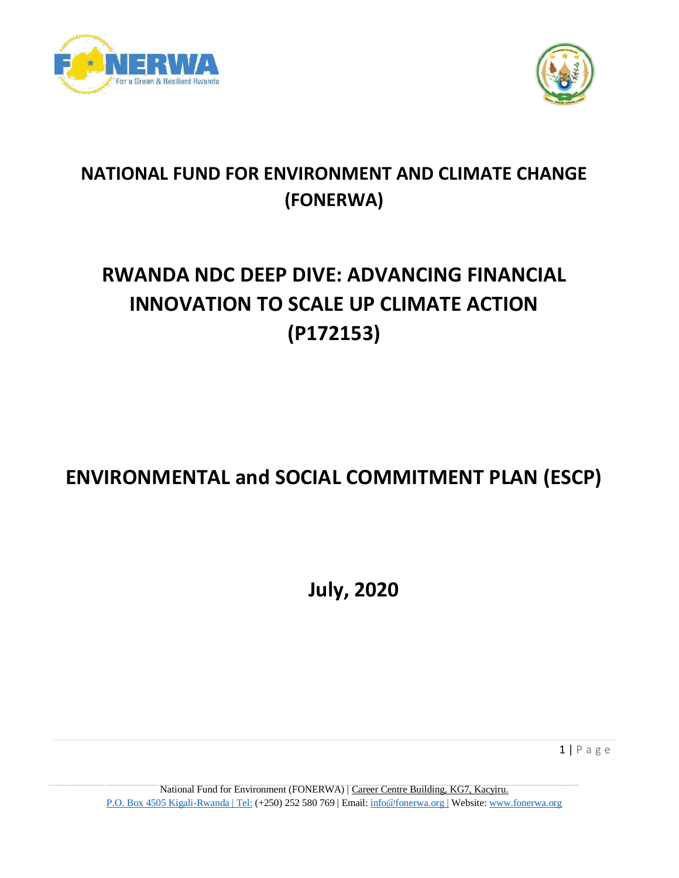# NATIONAL FUND FOR ENVIRONMENT AND CLIMATE CHANGE (FONERWA)

# RWANDA NDC DEEP DIVE: ADVANCING FINANCIAL INNOVATION TO SCALE UP CLIMATE ACTION (P172153)

# ENVIRONMENTAL and SOCIAL COMMITMENT PLAN (ESCP)

**July, 2020**

National Fund for Environment (FONERWA) | Career Centre Building, KG7, Kacyiru.
P.O. Box 4505 Kigali-Rwanda | Tel: (+250) 252 580 769 | Email: info@fonerwa.org | Website: www.fonerwa.org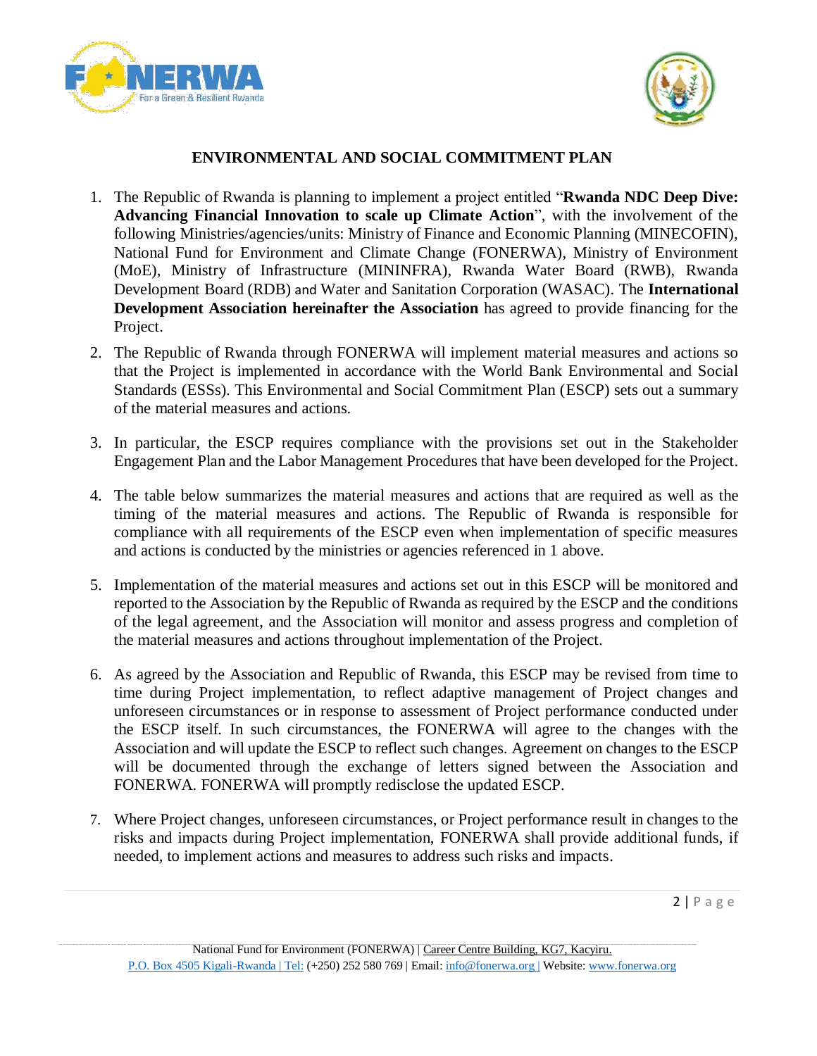## ENVIRONMENTAL AND SOCIAL COMMITMENT PLAN

1. The Republic of Rwanda is planning to implement a project entitled "**Rwanda NDC Deep Dive: Advancing Financial Innovation to scale up Climate Action**", with the involvement of the following Ministries/agencies/units: Ministry of Finance and Economic Planning (MINECOFIN), National Fund for Environment and Climate Change (FONERWA), Ministry of Environment (MoE), Ministry of Infrastructure (MININFRA), Rwanda Water Board (RWB), Rwanda Development Board (RDB) and Water and Sanitation Corporation (WASAC). The **International Development Association hereinafter the Association** has agreed to provide financing for the Project.

2. The Republic of Rwanda through FONERWA will implement material measures and actions so that the Project is implemented in accordance with the World Bank Environmental and Social Standards (ESSs). This Environmental and Social Commitment Plan (ESCP) sets out a summary of the material measures and actions.

3. In particular, the ESCP requires compliance with the provisions set out in the Stakeholder Engagement Plan and the Labor Management Procedures that have been developed for the Project.

4. The table below summarizes the material measures and actions that are required as well as the timing of the material measures and actions. The Republic of Rwanda is responsible for compliance with all requirements of the ESCP even when implementation of specific measures and actions is conducted by the ministries or agencies referenced in 1 above.

5. Implementation of the material measures and actions set out in this ESCP will be monitored and reported to the Association by the Republic of Rwanda as required by the ESCP and the conditions of the legal agreement, and the Association will monitor and assess progress and completion of the material measures and actions throughout implementation of the Project.

6. As agreed by the Association and Republic of Rwanda, this ESCP may be revised from time to time during Project implementation, to reflect adaptive management of Project changes and unforeseen circumstances or in response to assessment of Project performance conducted under the ESCP itself. In such circumstances, the FONERWA will agree to the changes with the Association and will update the ESCP to reflect such changes. Agreement on changes to the ESCP will be documented through the exchange of letters signed between the Association and FONERWA. FONERWA will promptly redisclose the updated ESCP.

7. Where Project changes, unforeseen circumstances, or Project performance result in changes to the risks and impacts during Project implementation, FONERWA shall provide additional funds, if needed, to implement actions and measures to address such risks and impacts.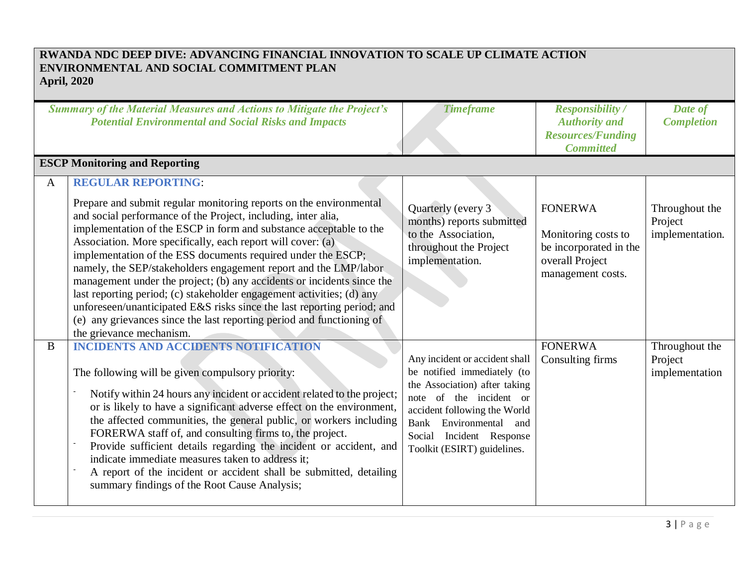**RWANDA NDC DEEP DIVE: ADVANCING FINANCIAL INNOVATION TO SCALE UP CLIMATE ACTION**
**ENVIRONMENTAL AND SOCIAL COMMITMENT PLAN**
**April, 2020**

| | *Summary of the Material Measures and Actions to Mitigate the Project's Potential Environmental and Social Risks and Impacts* | *Timeframe* | *Responsibility / Authority and Resources/Funding Committed* | *Date of Completion* |
|---|---|---|---|---|
| **ESCP Monitoring and Reporting** | | | | |
| A | **REGULAR REPORTING**:<br><br>Prepare and submit regular monitoring reports on the environmental and social performance of the Project, including, inter alia, implementation of the ESCP in form and substance acceptable to the Association. More specifically, each report will cover: (a) implementation of the ESS documents required under the ESCP; namely, the SEP/stakeholders engagement report and the LMP/labor management under the project; (b) any accidents or incidents since the last reporting period; (c) stakeholder engagement activities; (d) any unforeseen/unanticipated E&S risks since the last reporting period; and (e) any grievances since the last reporting period and functioning of the grievance mechanism. | Quarterly (every 3 months) reports submitted to the Association, throughout the Project implementation. | FONERWA<br><br>Monitoring costs to be incorporated in the overall Project management costs. | Throughout the Project implementation. |
| B | **INCIDENTS AND ACCIDENTS NOTIFICATION**<br><br>The following will be given compulsory priority:<br><br>- Notify within 24 hours any incident or accident related to the project; or is likely to have a significant adverse effect on the environment, the affected communities, the general public, or workers including FORERWA staff of, and consulting firms to, the project.<br>- Provide sufficient details regarding the incident or accident, and indicate immediate measures taken to address it;<br>- A report of the incident or accident shall be submitted, detailing summary findings of the Root Cause Analysis; | Any incident or accident shall be notified immediately (to the Association) after taking note of the incident or accident following the World Bank Environmental and Social Incident Response Toolkit (ESIRT) guidelines. | FONERWA<br>Consulting firms | Throughout the Project implementation |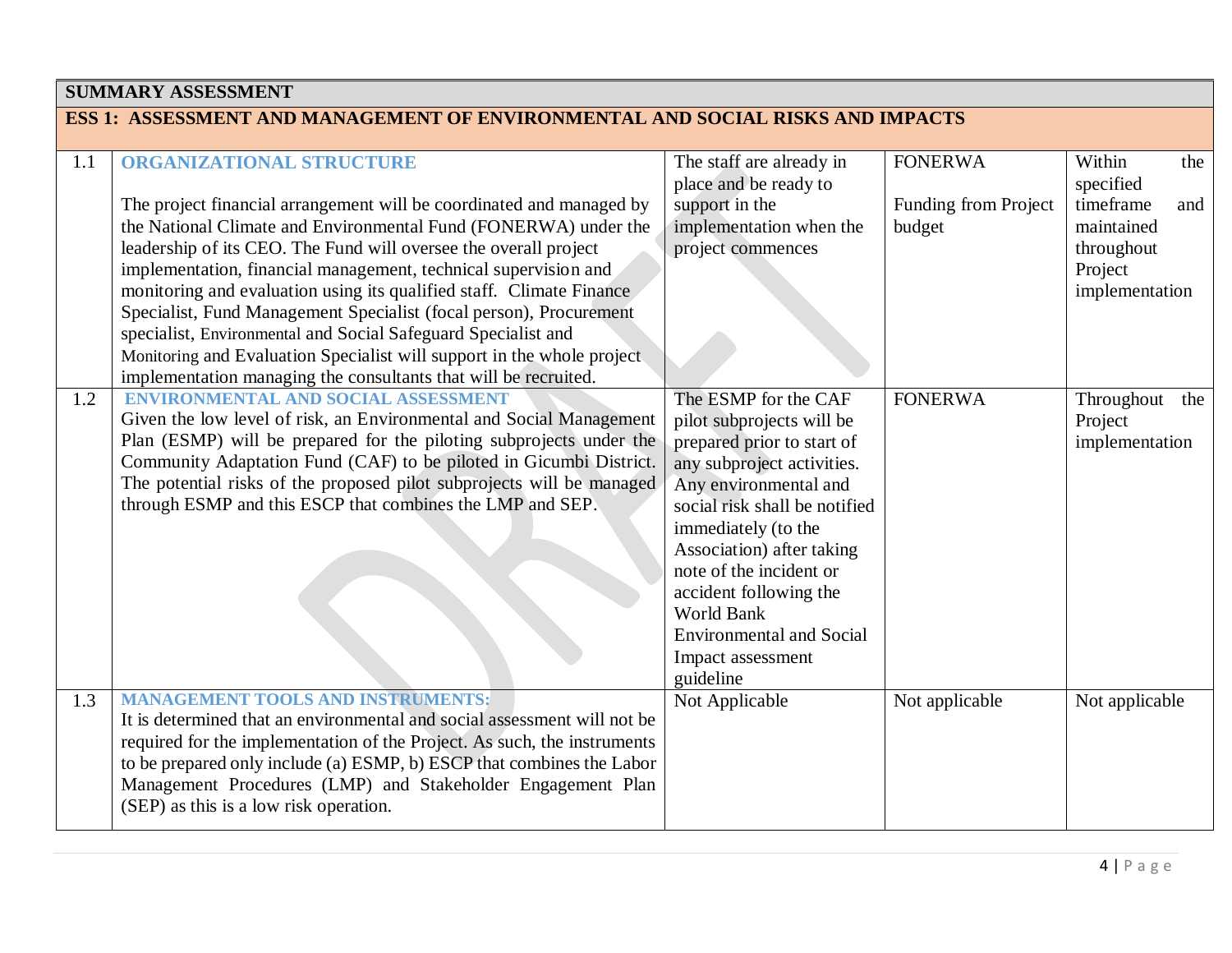| SUMMARY ASSESSMENT | | | | |
|---|---|---|---|---|
| **ESS 1: ASSESSMENT AND MANAGEMENT OF ENVIRONMENTAL AND SOCIAL RISKS AND IMPACTS** | | | | |
| 1.1 | **ORGANIZATIONAL STRUCTURE**<br><br>The project financial arrangement will be coordinated and managed by the National Climate and Environmental Fund (FONERWA) under the leadership of its CEO. The Fund will oversee the overall project implementation, financial management, technical supervision and monitoring and evaluation using its qualified staff. Climate Finance Specialist, Fund Management Specialist (focal person), Procurement specialist, Environmental and Social Safeguard Specialist and Monitoring and Evaluation Specialist will support in the whole project implementation managing the consultants that will be recruited. | The staff are already in place and be ready to support in the implementation when the project commences | FONERWA<br><br>Funding from Project budget | Within the specified timeframe and maintained throughout Project implementation |
| 1.2 | **ENVIRONMENTAL AND SOCIAL ASSESSMENT**<br>Given the low level of risk, an Environmental and Social Management Plan (ESMP) will be prepared for the piloting subprojects under the Community Adaptation Fund (CAF) to be piloted in Gicumbi District. The potential risks of the proposed pilot subprojects will be managed through ESMP and this ESCP that combines the LMP and SEP. | The ESMP for the CAF pilot subprojects will be prepared prior to start of any subproject activities. Any environmental and social risk shall be notified immediately (to the Association) after taking note of the incident or accident following the World Bank Environmental and Social Impact assessment guideline | FONERWA | Throughout the Project implementation |
| 1.3 | **MANAGEMENT TOOLS AND INSTRUMENTS:**<br>It is determined that an environmental and social assessment will not be required for the implementation of the Project. As such, the instruments to be prepared only include (a) ESMP, b) ESCP that combines the Labor Management Procedures (LMP) and Stakeholder Engagement Plan (SEP) as this is a low risk operation. | Not Applicable | Not applicable | Not applicable |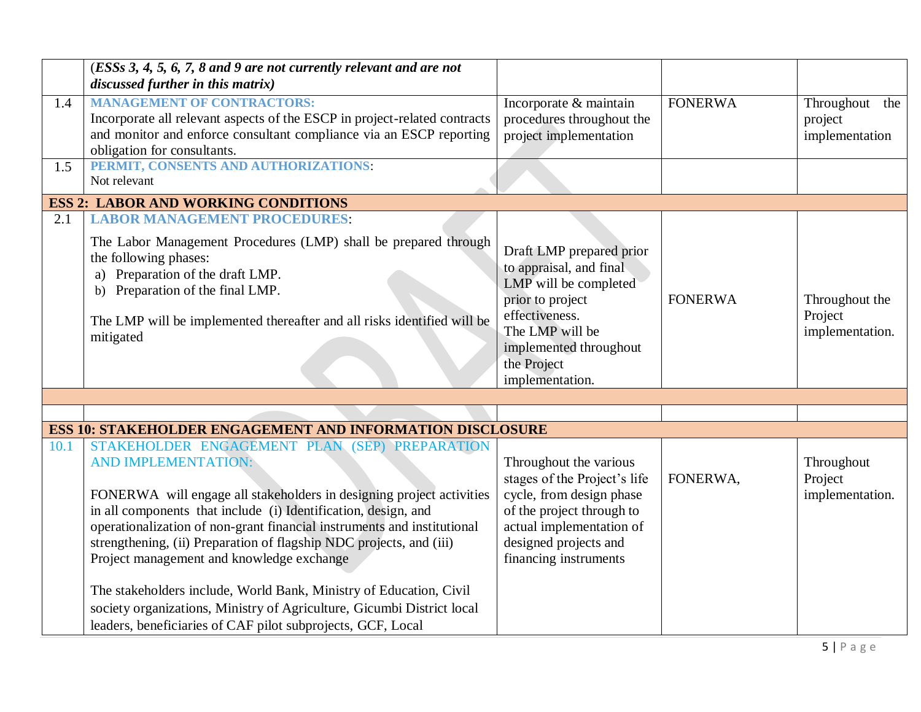| | | | | |
|---|---|---|---|---|
| | (*ESSs 3, 4, 5, 6, 7, 8 and 9 are not currently relevant and are not discussed further in this matrix)* | | | |
| 1.4 | **MANAGEMENT OF CONTRACTORS:**<br>Incorporate all relevant aspects of the ESCP in project-related contracts and monitor and enforce consultant compliance via an ESCP reporting obligation for consultants. | Incorporate & maintain procedures throughout the project implementation | FONERWA | Throughout the project implementation |
| 1.5 | **PERMIT, CONSENTS AND AUTHORIZATIONS**:<br>Not relevant | | | |
| **ESS 2: LABOR AND WORKING CONDITIONS** | | | | |
| 2.1 | **LABOR MANAGEMENT PROCEDURES**:<br><br>The Labor Management Procedures (LMP) shall be prepared through the following phases:<br>a) Preparation of the draft LMP.<br>b) Preparation of the final LMP.<br><br>The LMP will be implemented thereafter and all risks identified will be mitigated | Draft LMP prepared prior to appraisal, and final LMP will be completed prior to project effectiveness.<br>The LMP will be implemented throughout the Project implementation. | FONERWA | Throughout the Project implementation. |
| | | | | |
| | | | | |
| **ESS 10: STAKEHOLDER ENGAGEMENT AND INFORMATION DISCLOSURE** | | | | |
| 10.1 | STAKEHOLDER ENGAGEMENT PLAN (SEP) PREPARATION AND IMPLEMENTATION:<br><br>FONERWA will engage all stakeholders in designing project activities in all components that include (i) Identification, design, and operationalization of non-grant financial instruments and institutional strengthening, (ii) Preparation of flagship NDC projects, and (iii) Project management and knowledge exchange<br><br>The stakeholders include, World Bank, Ministry of Education, Civil society organizations, Ministry of Agriculture, Gicumbi District local leaders, beneficiaries of CAF pilot subprojects, GCF, Local | Throughout the various stages of the Project's life cycle, from design phase of the project through to actual implementation of designed projects and financing instruments | FONERWA, | Throughout Project implementation. |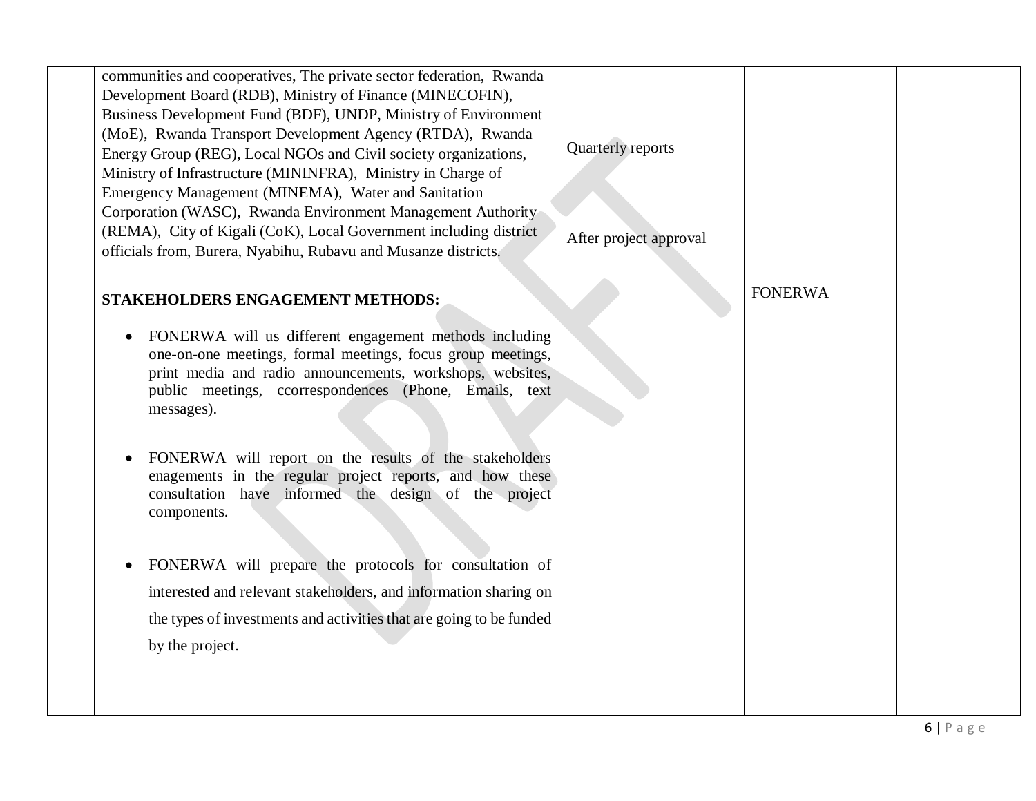| | | | | |
|---|---|---|---|---|
| | communities and cooperatives, The private sector federation, Rwanda Development Board (RDB), Ministry of Finance (MINECOFIN), Business Development Fund (BDF), UNDP, Ministry of Environment (MoE), Rwanda Transport Development Agency (RTDA), Rwanda Energy Group (REG), Local NGOs and Civil society organizations, Ministry of Infrastructure (MININFRA), Ministry in Charge of Emergency Management (MINEMA), Water and Sanitation Corporation (WASC), Rwanda Environment Management Authority (REMA), City of Kigali (CoK), Local Government including district officials from, Burera, Nyabihu, Rubavu and Musanze districts.<br><br>**STAKEHOLDERS ENGAGEMENT METHODS:**<br><br>• FONERWA will us different engagement methods including one-on-one meetings, formal meetings, focus group meetings, print media and radio announcements, workshops, websites, public meetings, ccorrespondences (Phone, Emails, text messages).<br><br>• FONERWA will report on the results of the stakeholders enagements in the regular project reports, and how these consultation have informed the design of the project components.<br><br>• FONERWA will prepare the protocols for consultation of interested and relevant stakeholders, and information sharing on the types of investments and activities that are going to be funded by the project. | Quarterly reports<br><br>After project approval | FONERWA | |
| | | | | |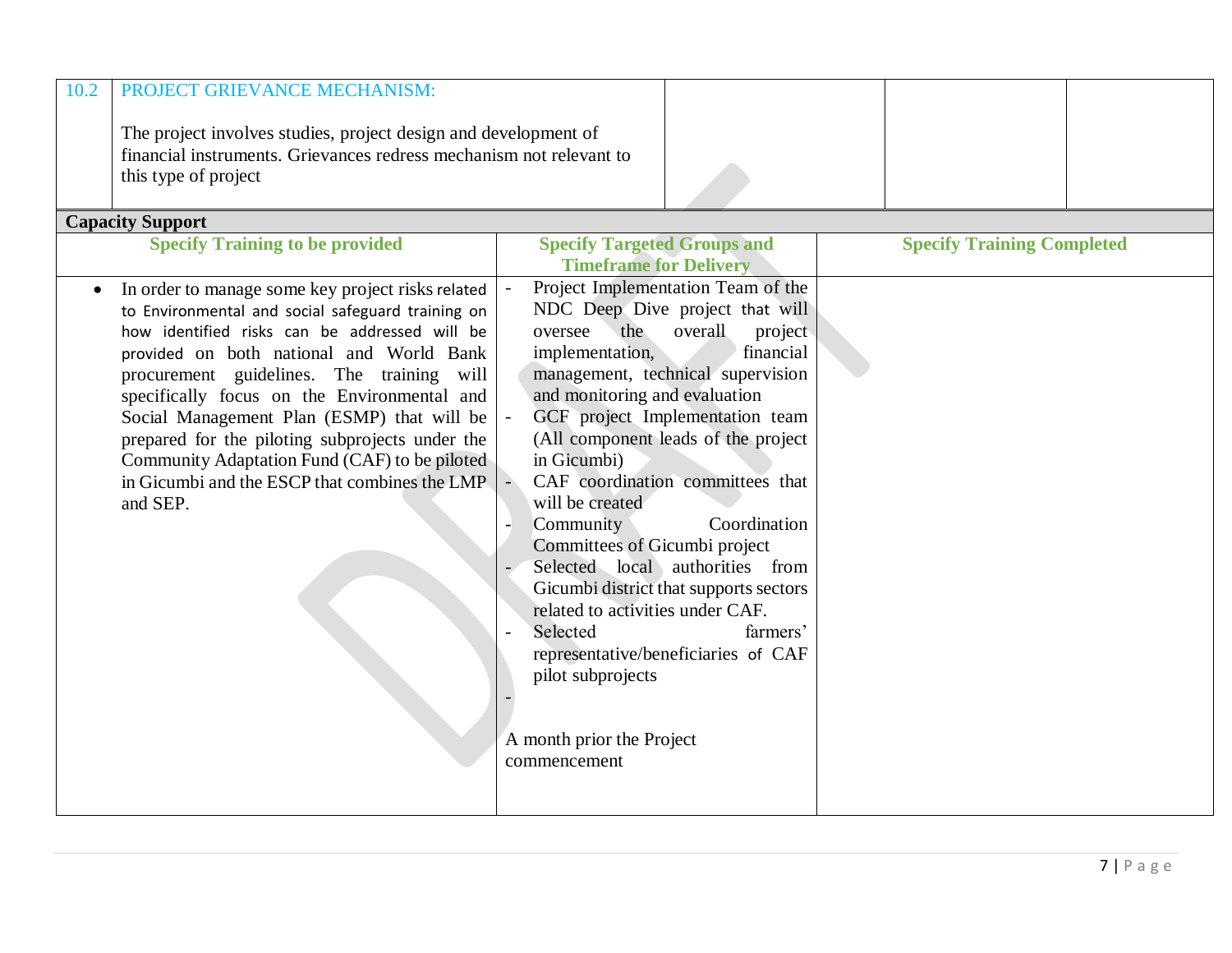| 10.2 | PROJECT GRIEVANCE MECHANISM:<br><br>The project involves studies, project design and development of financial instruments. Grievances redress mechanism not relevant to this type of project | | | |
|---|---|---|---|---|

**Capacity Support**

| Specify Training to be provided | Specify Targeted Groups and Timeframe for Delivery | Specify Training Completed |
|---|---|---|
| • In order to manage some key project risks related to Environmental and social safeguard training on how identified risks can be addressed will be provided on both national and World Bank procurement guidelines. The training will specifically focus on the Environmental and Social Management Plan (ESMP) that will be prepared for the piloting subprojects under the Community Adaptation Fund (CAF) to be piloted in Gicumbi and the ESCP that combines the LMP and SEP. | - Project Implementation Team of the NDC Deep Dive project that will oversee the overall project implementation, financial management, technical supervision and monitoring and evaluation<br>- GCF project Implementation team (All component leads of the project in Gicumbi)<br>- CAF coordination committees that will be created<br>- Community Coordination Committees of Gicumbi project<br>- Selected local authorities from Gicumbi district that supports sectors related to activities under CAF.<br>- Selected farmers' representative/beneficiaries of CAF pilot subprojects<br>-<br><br>A month prior the Project commencement | |